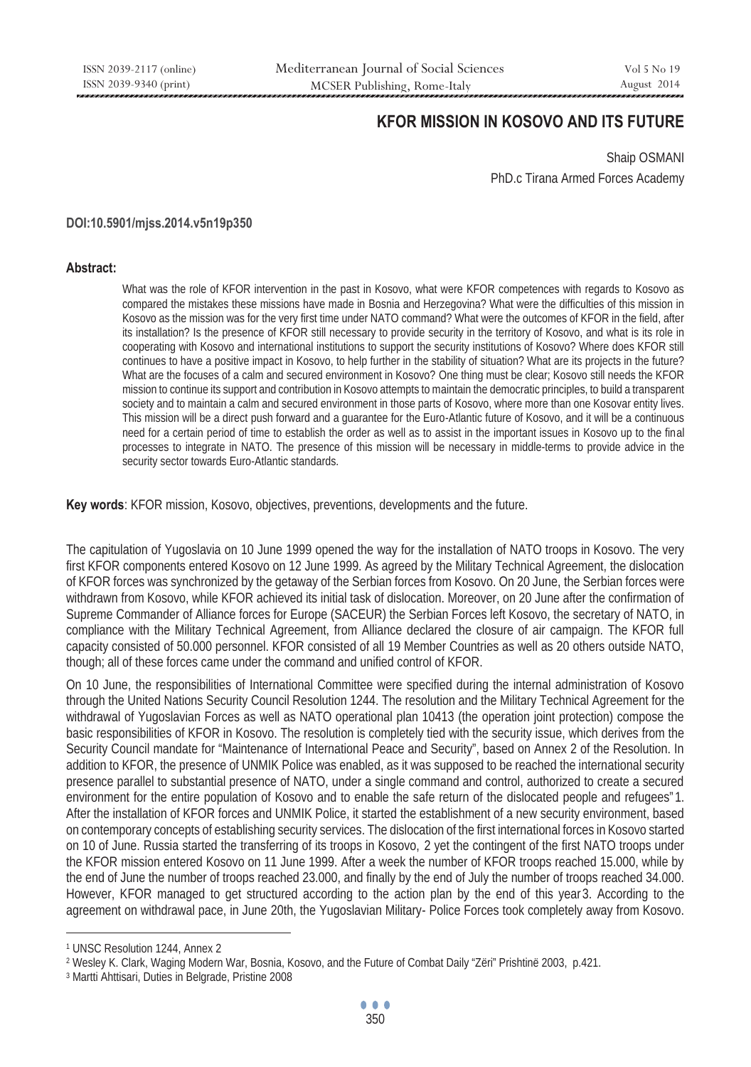# KFOR MISSION IN KOSOVO AND ITS FUTURE

Shaip OSMANI

PhD.c Tirana Armed Forces Academy

**DOI:10.5901/mjss.2014.v5n19p350**

**Abstract:**

What was the role of KFOR intervention in the past in Kosovo, what were KFOR competences with regards to Kosovo as compared the mistakes these missions have made in Bosnia and Herzegovina? What were the difficulties of this mission in Kosovo as the mission was for the very first time under NATO command? What were the outcomes of KFOR in the field, after its installation? Is the presence of KFOR still necessary to provide security in the territory of Kosovo, and what is its role in cooperating with Kosovo and international institutions to support the security institutions of Kosovo? Where does KFOR still continues to have a positive impact in Kosovo, to help further in the stability of situation? What are its projects in the future? What are the focuses of a calm and secured environment in Kosovo? One thing must be clear; Kosovo still needs the KFOR mission to continue its support and contribution in Kosovo attempts to maintain the democratic principles, to build a transparent society and to maintain a calm and secured environment in those parts of Kosovo, where more than one Kosovar entity lives. This mission will be a direct push forward and a guarantee for the Euro-Atlantic future of Kosovo, and it will be a continuous need for a certain period of time to establish the order as well as to assist in the important issues in Kosovo up to the final processes to integrate in NATO. The presence of this mission will be necessary in middle-terms to provide advice in the security sector towards Euro-Atlantic standards.

**Key words**: KFOR mission, Kosovo, objectives, preventions, developments and the future.

The capitulation of Yugoslavia on 10 June 1999 opened the way for the installation of NATO troops in Kosovo. The very first KFOR components entered Kosovo on 12 June 1999. As agreed by the Military Technical Agreement, the dislocation of KFOR forces was synchronized by the getaway of the Serbian forces from Kosovo. On 20 June, the Serbian forces were withdrawn from Kosovo, while KFOR achieved its initial task of dislocation. Moreover, on 20 June after the confirmation of Supreme Commander of Alliance forces for Europe (SACEUR) the Serbian Forces left Kosovo, the secretary of NATO, in compliance with the Military Technical Agreement, from Alliance declared the closure of air campaign. The KFOR full capacity consisted of 50.000 personnel. KFOR consisted of all 19 Member Countries as well as 20 others outside NATO, though; all of these forces came under the command and unified control of KFOR.

On 10 June, the responsibilities of International Committee were specified during the internal administration of Kosovo through the United Nations Security Council Resolution 1244. The resolution and the Military Technical Agreement for the withdrawal of Yugoslavian Forces as well as NATO operational plan 10413 (the operation joint protection) compose the basic responsibilities of KFOR in Kosovo. The resolution is completely tied with the security issue, which derives from the Security Council mandate for "Maintenance of International Peace and Security", based on Annex 2 of the Resolution. In addition to KFOR, the presence of UNMIK Police was enabled, as it was supposed to be reached the international security presence parallel to substantial presence of NATO, under a single command and control, authorized to create a secured environment for the entire population of Kosovo and to enable the safe return of the dislocated people and refugees"[1]. After the installation of KFOR forces and UNMIK Police, it started the establishment of a new security environment, based on contemporary concepts of establishing security services. The dislocation of the first international forces in Kosovo started on 10 of June. Russia started the transferring of its troops in Kosovo, [2] yet the contingent of the first NATO troops under the KFOR mission entered Kosovo on 11 June 1999. After a week the number of KFOR troops reached 15.000, while by the end of June the number of troops reached 23.000, and finally by the end of July the number of troops reached 34.000. However, KFOR managed to get structured according to the action plan by the end of this year[3]. According to the agreement on withdrawal pace, in June 20th, the Yugoslavian Military- Police Forces took completely away from Kosovo.

---

[1] UNSC Resolution 1244, Annex 2

[2] Wesley K. Clark, Waging Modern War, Bosnia, Kosovo, and the Future of Combat Daily "Zëri" Prishtinë 2003, p.421.

[3] Martti Ahttisari, Duties in Belgrade, Pristine 2008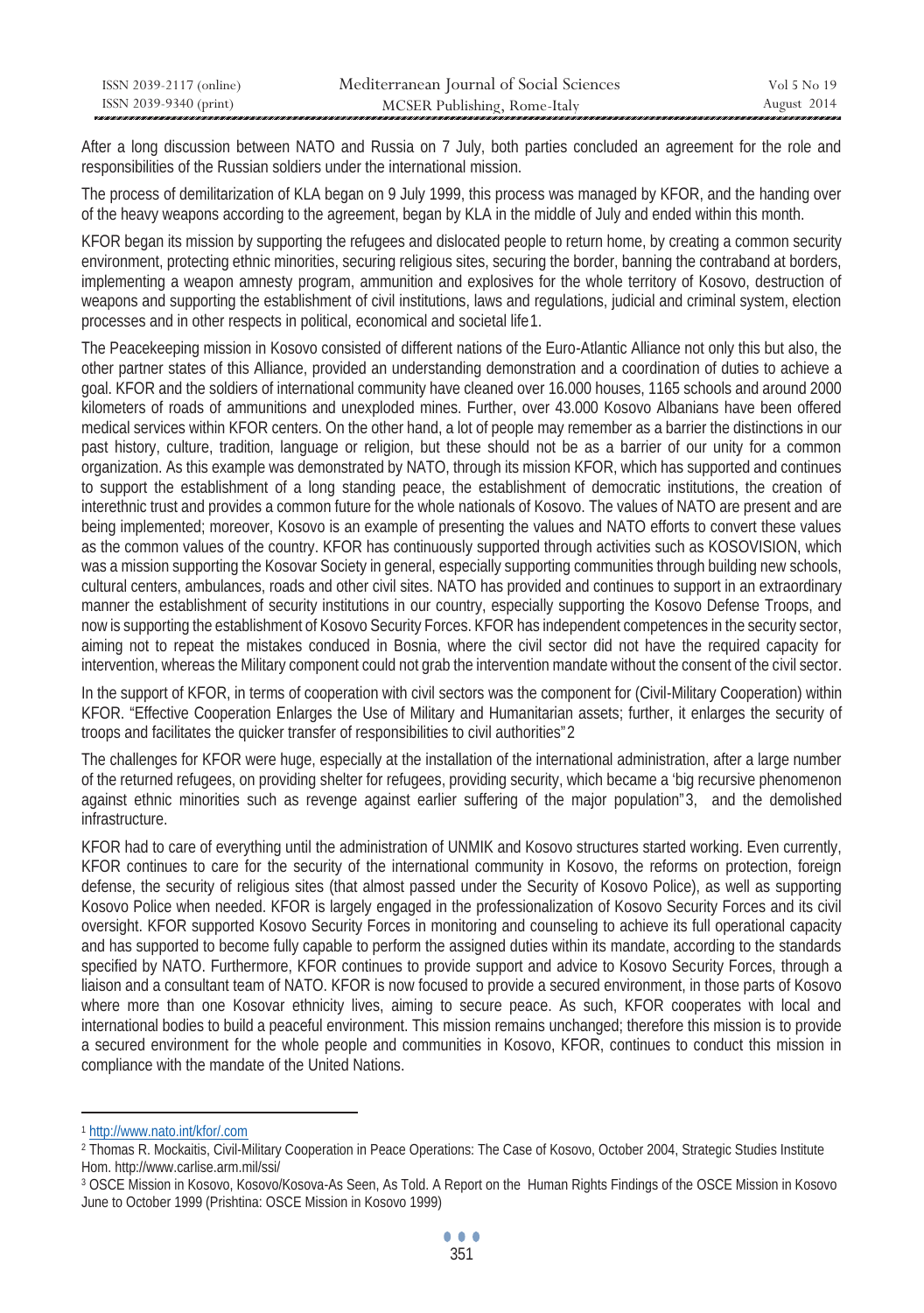After a long discussion between NATO and Russia on 7 July, both parties concluded an agreement for the role and responsibilities of the Russian soldiers under the international mission.

The process of demilitarization of KLA began on 9 July 1999, this process was managed by KFOR, and the handing over of the heavy weapons according to the agreement, began by KLA in the middle of July and ended within this month.

KFOR began its mission by supporting the refugees and dislocated people to return home, by creating a common security environment, protecting ethnic minorities, securing religious sites, securing the border, banning the contraband at borders, implementing a weapon amnesty program, ammunition and explosives for the whole territory of Kosovo, destruction of weapons and supporting the establishment of civil institutions, laws and regulations, judicial and criminal system, election processes and in other respects in political, economical and societal life[1].

The Peacekeeping mission in Kosovo consisted of different nations of the Euro-Atlantic Alliance not only this but also, the other partner states of this Alliance, provided an understanding demonstration and a coordination of duties to achieve a goal. KFOR and the soldiers of international community have cleaned over 16.000 houses, 1165 schools and around 2000 kilometers of roads of ammunitions and unexploded mines. Further, over 43.000 Kosovo Albanians have been offered medical services within KFOR centers. On the other hand, a lot of people may remember as a barrier the distinctions in our past history, culture, tradition, language or religion, but these should not be as a barrier of our unity for a common organization. As this example was demonstrated by NATO, through its mission KFOR, which has supported and continues to support the establishment of a long standing peace, the establishment of democratic institutions, the creation of interethnic trust and provides a common future for the whole nationals of Kosovo. The values of NATO are present and are being implemented; moreover, Kosovo is an example of presenting the values and NATO efforts to convert these values as the common values of the country. KFOR has continuously supported through activities such as KOSOVISION, which was a mission supporting the Kosovar Society in general, especially supporting communities through building new schools, cultural centers, ambulances, roads and other civil sites. NATO has provided and continues to support in an extraordinary manner the establishment of security institutions in our country, especially supporting the Kosovo Defense Troops, and now is supporting the establishment of Kosovo Security Forces. KFOR has independent competences in the security sector, aiming not to repeat the mistakes conduced in Bosnia, where the civil sector did not have the required capacity for intervention, whereas the Military component could not grab the intervention mandate without the consent of the civil sector.

In the support of KFOR, in terms of cooperation with civil sectors was the component for (Civil-Military Cooperation) within KFOR. "Effective Cooperation Enlarges the Use of Military and Humanitarian assets; further, it enlarges the security of troops and facilitates the quicker transfer of responsibilities to civil authorities"[2]

The challenges for KFOR were huge, especially at the installation of the international administration, after a large number of the returned refugees, on providing shelter for refugees, providing security, which became a 'big recursive phenomenon against ethnic minorities such as revenge against earlier suffering of the major population"[3], and the demolished infrastructure.

KFOR had to care of everything until the administration of UNMIK and Kosovo structures started working. Even currently, KFOR continues to care for the security of the international community in Kosovo, the reforms on protection, foreign defense, the security of religious sites (that almost passed under the Security of Kosovo Police), as well as supporting Kosovo Police when needed. KFOR is largely engaged in the professionalization of Kosovo Security Forces and its civil oversight. KFOR supported Kosovo Security Forces in monitoring and counseling to achieve its full operational capacity and has supported to become fully capable to perform the assigned duties within its mandate, according to the standards specified by NATO. Furthermore, KFOR continues to provide support and advice to Kosovo Security Forces, through a liaison and a consultant team of NATO. KFOR is now focused to provide a secured environment, in those parts of Kosovo where more than one Kosovar ethnicity lives, aiming to secure peace. As such, KFOR cooperates with local and international bodies to build a peaceful environment. This mission remains unchanged; therefore this mission is to provide a secured environment for the whole people and communities in Kosovo, KFOR, continues to conduct this mission in compliance with the mandate of the United Nations.

---

[1] http://www.nato.int/kfor/.com

[2] Thomas R. Mockaitis, Civil-Military Cooperation in Peace Operations: The Case of Kosovo, October 2004, Strategic Studies Institute Hom. http://www.carlise.arm.mil/ssi/

[3] OSCE Mission in Kosovo, Kosovo/Kosova-As Seen, As Told. A Report on the Human Rights Findings of the OSCE Mission in Kosovo June to October 1999 (Prishtina: OSCE Mission in Kosovo 1999)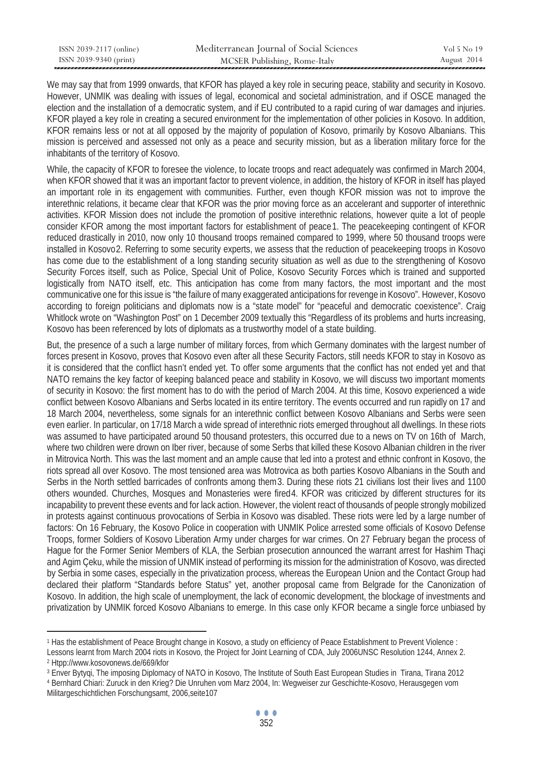We may say that from 1999 onwards, that KFOR has played a key role in securing peace, stability and security in Kosovo. However, UNMIK was dealing with issues of legal, economical and societal administration, and if OSCE managed the election and the installation of a democratic system, and if EU contributed to a rapid curing of war damages and injuries. KFOR played a key role in creating a secured environment for the implementation of other policies in Kosovo. In addition, KFOR remains less or not at all opposed by the majority of population of Kosovo, primarily by Kosovo Albanians. This mission is perceived and assessed not only as a peace and security mission, but as a liberation military force for the inhabitants of the territory of Kosovo.

While, the capacity of KFOR to foresee the violence, to locate troops and react adequately was confirmed in March 2004, when KFOR showed that it was an important factor to prevent violence, in addition, the history of KFOR in itself has played an important role in its engagement with communities. Further, even though KFOR mission was not to improve the interethnic relations, it became clear that KFOR was the prior moving force as an accelerant and supporter of interethnic activities. KFOR Mission does not include the promotion of positive interethnic relations, however quite a lot of people consider KFOR among the most important factors for establishment of peace[1]. The peacekeeping contingent of KFOR reduced drastically in 2010, now only 10 thousand troops remained compared to 1999, where 50 thousand troops were installed in Kosovo[2]. Referring to some security experts, we assess that the reduction of peacekeeping troops in Kosovo has come due to the establishment of a long standing security situation as well as due to the strengthening of Kosovo Security Forces itself, such as Police, Special Unit of Police, Kosovo Security Forces which is trained and supported logistically from NATO itself, etc. This anticipation has come from many factors, the most important and the most communicative one for this issue is "the failure of many exaggerated anticipations for revenge in Kosovo". However, Kosovo according to foreign politicians and diplomats now is a "state model" for "peaceful and democratic coexistence". Craig Whitlock wrote on "Washington Post" on 1 December 2009 textually this "Regardless of its problems and hurts increasing, Kosovo has been referenced by lots of diplomats as a trustworthy model of a state building.

But, the presence of a such a large number of military forces, from which Germany dominates with the largest number of forces present in Kosovo, proves that Kosovo even after all these Security Factors, still needs KFOR to stay in Kosovo as it is considered that the conflict hasn't ended yet. To offer some arguments that the conflict has not ended yet and that NATO remains the key factor of keeping balanced peace and stability in Kosovo, we will discuss two important moments of security in Kosovo: the first moment has to do with the period of March 2004. At this time, Kosovo experienced a wide conflict between Kosovo Albanians and Serbs located in its entire territory. The events occurred and run rapidly on 17 and 18 March 2004, nevertheless, some signals for an interethnic conflict between Kosovo Albanians and Serbs were seen even earlier. In particular, on 17/18 March a wide spread of interethnic riots emerged throughout all dwellings. In these riots was assumed to have participated around 50 thousand protesters, this occurred due to a news on TV on 16th of March, where two children were drown on Iber river, because of some Serbs that killed these Kosovo Albanian children in the river in Mitrovica North. This was the last moment and an ample cause that led into a protest and ethnic confront in Kosovo, the riots spread all over Kosovo. The most tensioned area was Motrovica as both parties Kosovo Albanians in the South and Serbs in the North settled barricades of confronts among them[3]. During these riots 21 civilians lost their lives and 1100 others wounded. Churches, Mosques and Monasteries were fired[4]. KFOR was criticized by different structures for its incapability to prevent these events and for lack action. However, the violent react of thousands of people strongly mobilized in protests against continuous provocations of Serbia in Kosovo was disabled. These riots were led by a large number of factors: On 16 February, the Kosovo Police in cooperation with UNMIK Police arrested some officials of Kosovo Defense Troops, former Soldiers of Kosovo Liberation Army under charges for war crimes. On 27 February began the process of Hague for the Former Senior Members of KLA, the Serbian prosecution announced the warrant arrest for Hashim Thaçi and Agim Çeku, while the mission of UNMIK instead of performing its mission for the administration of Kosovo, was directed by Serbia in some cases, especially in the privatization process, whereas the European Union and the Contact Group had declared their platform "Standards before Status" yet, another proposal came from Belgrade for the Canonization of Kosovo. In addition, the high scale of unemployment, the lack of economic development, the blockage of investments and privatization by UNMIK forced Kosovo Albanians to emerge. In this case only KFOR became a single force unbiased by

---

[1] Has the establishment of Peace Brought change in Kosovo, a study on efficiency of Peace Establishment to Prevent Violence : Lessons learnt from March 2004 riots in Kosovo, the Project for Joint Learning of CDA, July 2006UNSC Resolution 1244, Annex 2.

[2] Htpp://www.kosovonews.de/669/kfor

[3] Enver Bytyqi, The imposing Diplomacy of NATO in Kosovo, The Institute of South East European Studies in Tirana, Tirana 2012

[4] Bernhard Chiari: Zuruck in den Krieg? Die Unruhen vom Marz 2004, In: Wegweiser zur Geschichte-Kosovo, Herausgegen vom Militargeschichtlichen Forschungsamt, 2006,seite107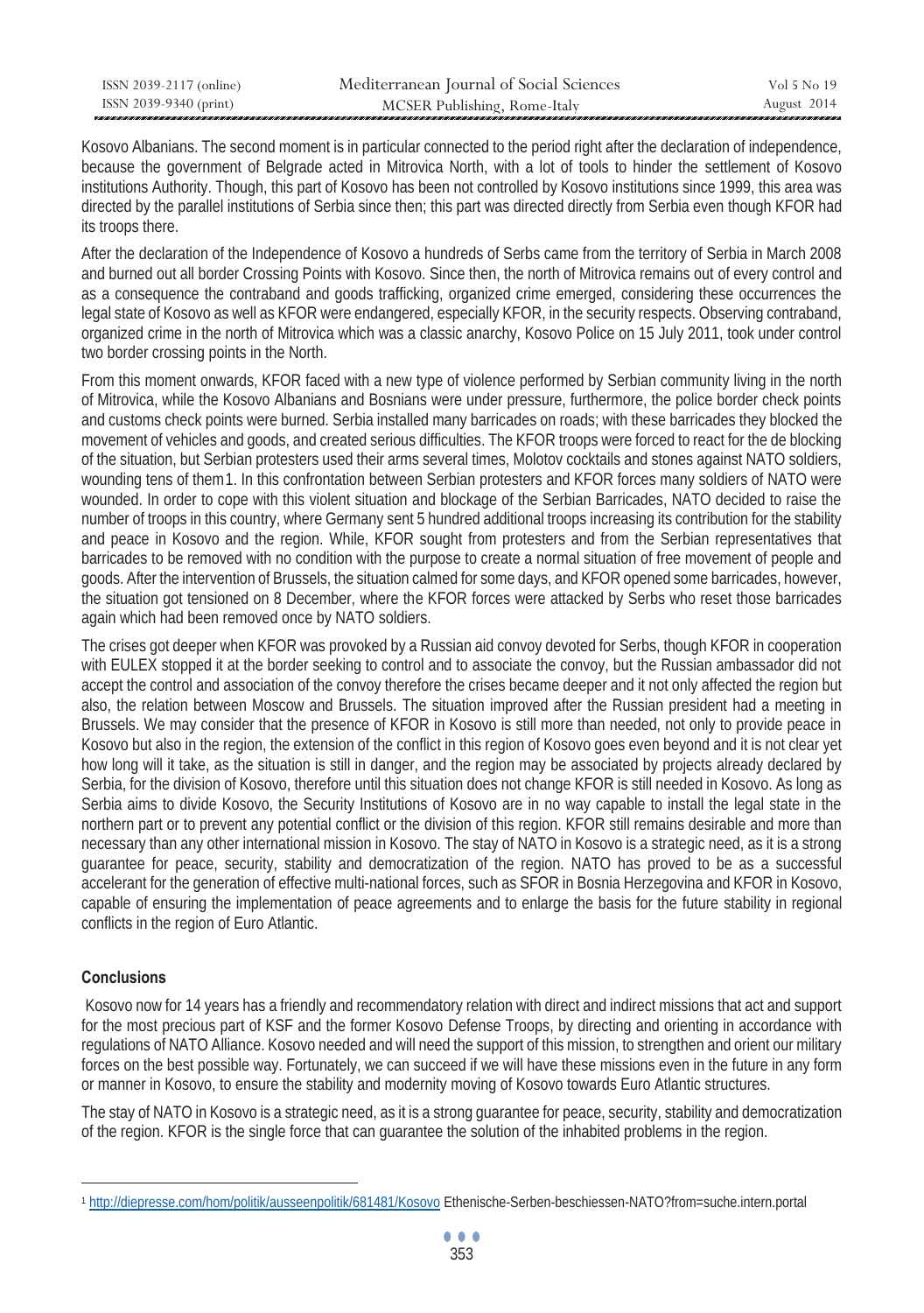Kosovo Albanians. The second moment is in particular connected to the period right after the declaration of independence, because the government of Belgrade acted in Mitrovica North, with a lot of tools to hinder the settlement of Kosovo institutions Authority. Though, this part of Kosovo has been not controlled by Kosovo institutions since 1999, this area was directed by the parallel institutions of Serbia since then; this part was directed directly from Serbia even though KFOR had its troops there.

After the declaration of the Independence of Kosovo a hundreds of Serbs came from the territory of Serbia in March 2008 and burned out all border Crossing Points with Kosovo. Since then, the north of Mitrovica remains out of every control and as a consequence the contraband and goods trafficking, organized crime emerged, considering these occurrences the legal state of Kosovo as well as KFOR were endangered, especially KFOR, in the security respects. Observing contraband, organized crime in the north of Mitrovica which was a classic anarchy, Kosovo Police on 15 July 2011, took under control two border crossing points in the North.

From this moment onwards, KFOR faced with a new type of violence performed by Serbian community living in the north of Mitrovica, while the Kosovo Albanians and Bosnians were under pressure, furthermore, the police border check points and customs check points were burned. Serbia installed many barricades on roads; with these barricades they blocked the movement of vehicles and goods, and created serious difficulties. The KFOR troops were forced to react for the de blocking of the situation, but Serbian protesters used their arms several times, Molotov cocktails and stones against NATO soldiers, wounding tens of them[1]. In this confrontation between Serbian protesters and KFOR forces many soldiers of NATO were wounded. In order to cope with this violent situation and blockage of the Serbian Barricades, NATO decided to raise the number of troops in this country, where Germany sent 5 hundred additional troops increasing its contribution for the stability and peace in Kosovo and the region. While, KFOR sought from protesters and from the Serbian representatives that barricades to be removed with no condition with the purpose to create a normal situation of free movement of people and goods. After the intervention of Brussels, the situation calmed for some days, and KFOR opened some barricades, however, the situation got tensioned on 8 December, where the KFOR forces were attacked by Serbs who reset those barricades again which had been removed once by NATO soldiers.

The crises got deeper when KFOR was provoked by a Russian aid convoy devoted for Serbs, though KFOR in cooperation with EULEX stopped it at the border seeking to control and to associate the convoy, but the Russian ambassador did not accept the control and association of the convoy therefore the crises became deeper and it not only affected the region but also, the relation between Moscow and Brussels. The situation improved after the Russian president had a meeting in Brussels. We may consider that the presence of KFOR in Kosovo is still more than needed, not only to provide peace in Kosovo but also in the region, the extension of the conflict in this region of Kosovo goes even beyond and it is not clear yet how long will it take, as the situation is still in danger, and the region may be associated by projects already declared by Serbia, for the division of Kosovo, therefore until this situation does not change KFOR is still needed in Kosovo. As long as Serbia aims to divide Kosovo, the Security Institutions of Kosovo are in no way capable to install the legal state in the northern part or to prevent any potential conflict or the division of this region. KFOR still remains desirable and more than necessary than any other international mission in Kosovo. The stay of NATO in Kosovo is a strategic need, as it is a strong guarantee for peace, security, stability and democratization of the region. NATO has proved to be as a successful accelerant for the generation of effective multi-national forces, such as SFOR in Bosnia Herzegovina and KFOR in Kosovo, capable of ensuring the implementation of peace agreements and to enlarge the basis for the future stability in regional conflicts in the region of Euro Atlantic.

## Conclusions

Kosovo now for 14 years has a friendly and recommendatory relation with direct and indirect missions that act and support for the most precious part of KSF and the former Kosovo Defense Troops, by directing and orienting in accordance with regulations of NATO Alliance. Kosovo needed and will need the support of this mission, to strengthen and orient our military forces on the best possible way. Fortunately, we can succeed if we will have these missions even in the future in any form or manner in Kosovo, to ensure the stability and modernity moving of Kosovo towards Euro Atlantic structures.

The stay of NATO in Kosovo is a strategic need, as it is a strong guarantee for peace, security, stability and democratization of the region. KFOR is the single force that can guarantee the solution of the inhabited problems in the region.

---

[1] http://diepresse.com/hom/politik/ausseenpolitik/681481/Kosovo Ethenische-Serben-beschiessen-NATO?from=suche.intern.portal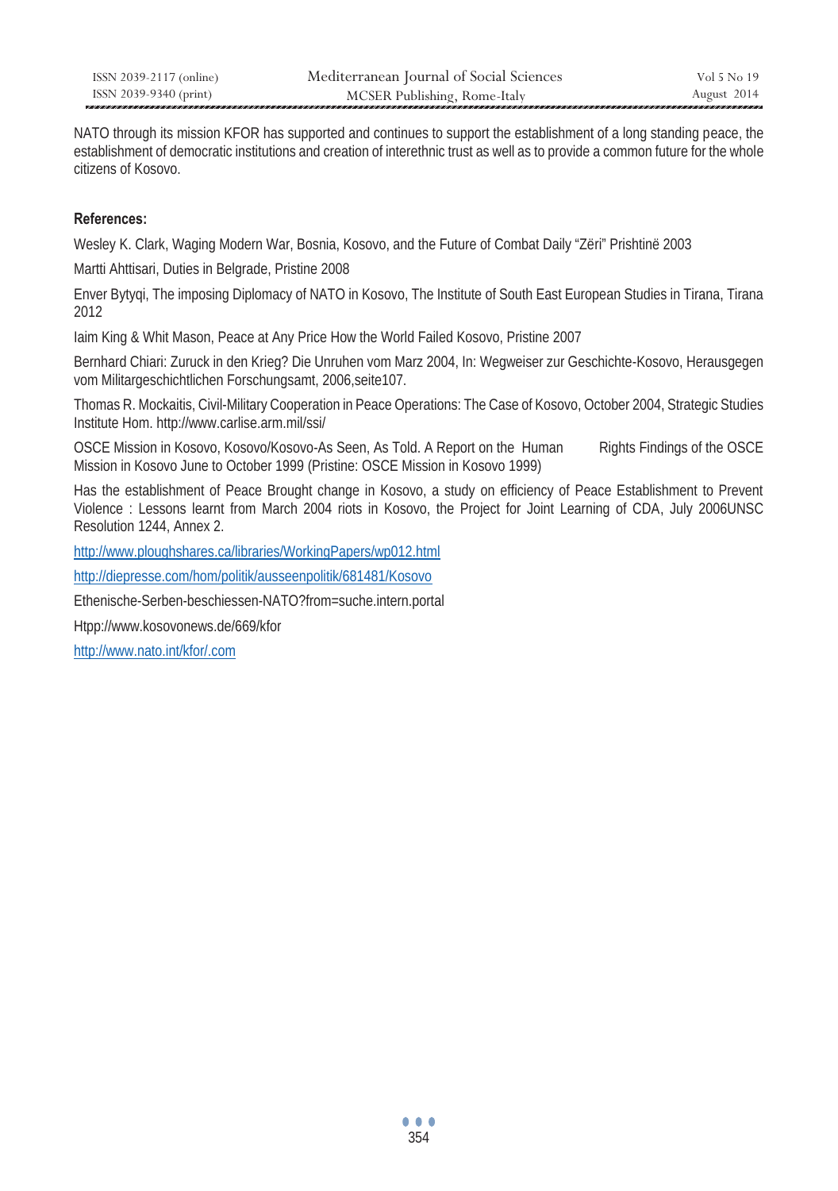NATO through its mission KFOR has supported and continues to support the establishment of a long standing peace, the establishment of democratic institutions and creation of interethnic trust as well as to provide a common future for the whole citizens of Kosovo.

**References:**

Wesley K. Clark, Waging Modern War, Bosnia, Kosovo, and the Future of Combat Daily "Zëri" Prishtinë 2003

Martti Ahttisari, Duties in Belgrade, Pristine 2008

Enver Bytyqi, The imposing Diplomacy of NATO in Kosovo, The Institute of South East European Studies in Tirana, Tirana 2012

Iaim King & Whit Mason, Peace at Any Price How the World Failed Kosovo, Pristine 2007

Bernhard Chiari: Zuruck in den Krieg? Die Unruhen vom Marz 2004, In: Wegweiser zur Geschichte-Kosovo, Herausgegen vom Militargeschichtlichen Forschungsamt, 2006,seite107.

Thomas R. Mockaitis, Civil-Military Cooperation in Peace Operations: The Case of Kosovo, October 2004, Strategic Studies Institute Hom. http://www.carlise.arm.mil/ssi/

OSCE Mission in Kosovo, Kosovo/Kosovo-As Seen, As Told. A Report on the Human Rights Findings of the OSCE Mission in Kosovo June to October 1999 (Pristine: OSCE Mission in Kosovo 1999)

Has the establishment of Peace Brought change in Kosovo, a study on efficiency of Peace Establishment to Prevent Violence : Lessons learnt from March 2004 riots in Kosovo, the Project for Joint Learning of CDA, July 2006UNSC Resolution 1244, Annex 2.

http://www.ploughshares.ca/libraries/WorkingPapers/wp012.html

http://diepresse.com/hom/politik/ausseenpolitik/681481/Kosovo

Ethenische-Serben-beschiessen-NATO?from=suche.intern.portal

Htpp://www.kosovonews.de/669/kfor

http://www.nato.int/kfor/.com